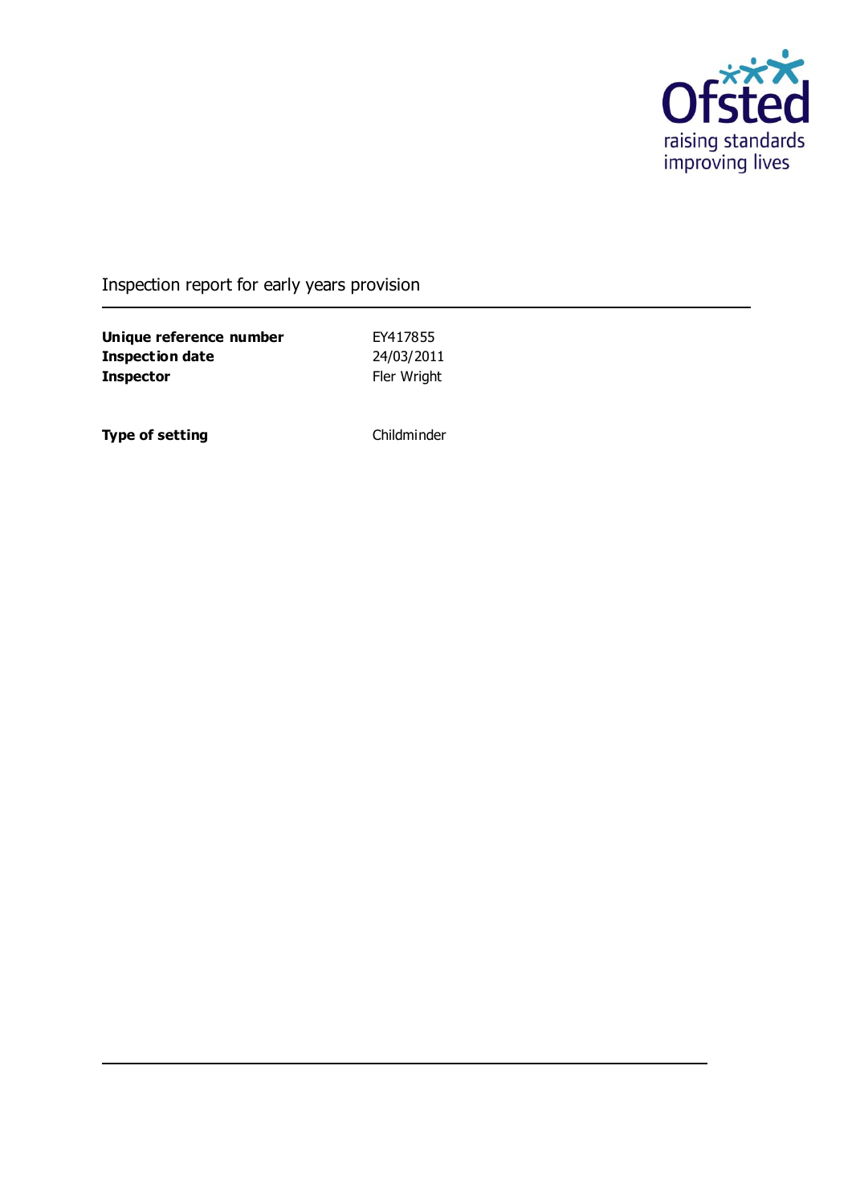Ofsted

raising standards
improving lives

Inspection report for early years provision

| | |
|---|---|
| **Unique reference number** | EY417855 |
| **Inspection date** | 24/03/2011 |
| **Inspector** | Fler Wright |

| | |
|---|---|
| **Type of setting** | Childminder |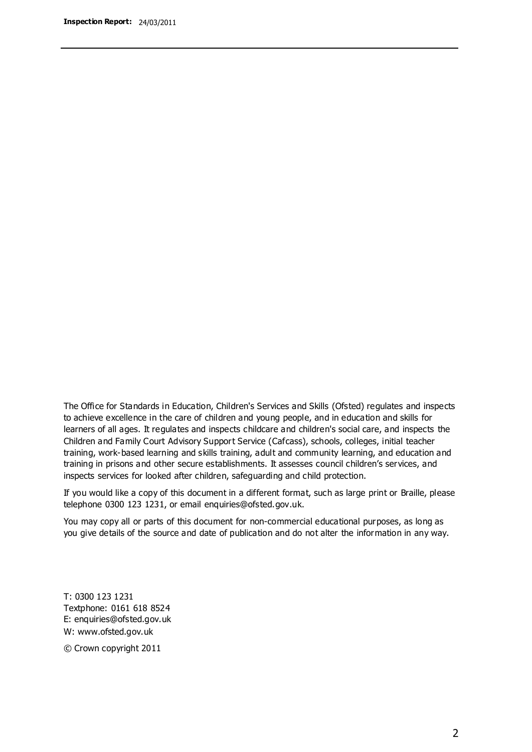The Office for Standards in Education, Children's Services and Skills (Ofsted) regulates and inspects to achieve excellence in the care of children and young people, and in education and skills for learners of all ages. It regulates and inspects childcare and children's social care, and inspects the Children and Family Court Advisory Support Service (Cafcass), schools, colleges, initial teacher training, work-based learning and skills training, adult and community learning, and education and training in prisons and other secure establishments. It assesses council children's services, and inspects services for looked after children, safeguarding and child protection.

If you would like a copy of this document in a different format, such as large print or Braille, please telephone 0300 123 1231, or email enquiries@ofsted.gov.uk.

You may copy all or parts of this document for non-commercial educational purposes, as long as you give details of the source and date of publication and do not alter the information in any way.

T: 0300 123 1231
Textphone: 0161 618 8524
E: enquiries@ofsted.gov.uk
W: www.ofsted.gov.uk

© Crown copyright 2011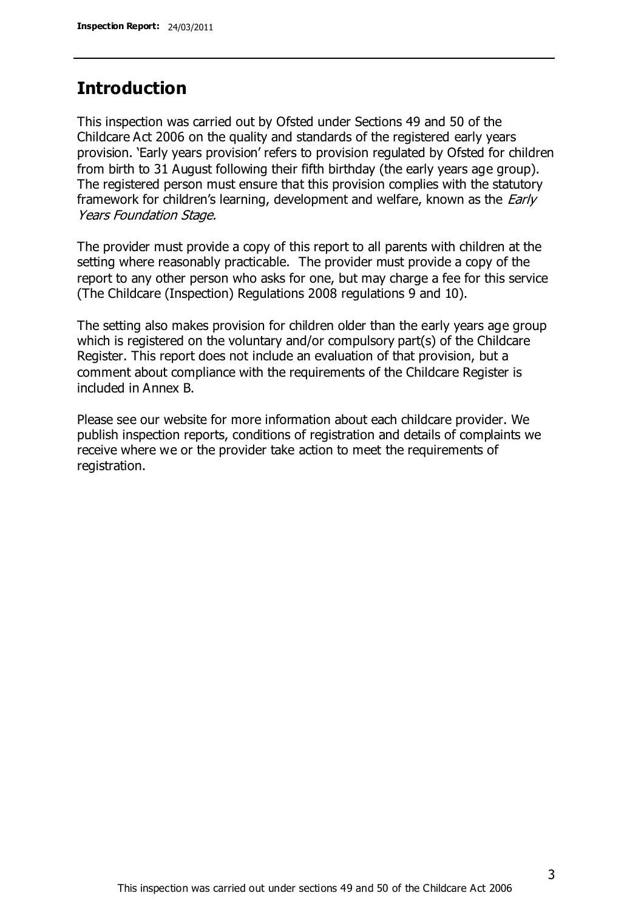## Introduction

This inspection was carried out by Ofsted under Sections 49 and 50 of the Childcare Act 2006 on the quality and standards of the registered early years provision. 'Early years provision' refers to provision regulated by Ofsted for children from birth to 31 August following their fifth birthday (the early years age group). The registered person must ensure that this provision complies with the statutory framework for children's learning, development and welfare, known as the *Early Years Foundation Stage.*

The provider must provide a copy of this report to all parents with children at the setting where reasonably practicable. The provider must provide a copy of the report to any other person who asks for one, but may charge a fee for this service (The Childcare (Inspection) Regulations 2008 regulations 9 and 10).

The setting also makes provision for children older than the early years age group which is registered on the voluntary and/or compulsory part(s) of the Childcare Register. This report does not include an evaluation of that provision, but a comment about compliance with the requirements of the Childcare Register is included in Annex B.

Please see our website for more information about each childcare provider. We publish inspection reports, conditions of registration and details of complaints we receive where we or the provider take action to meet the requirements of registration.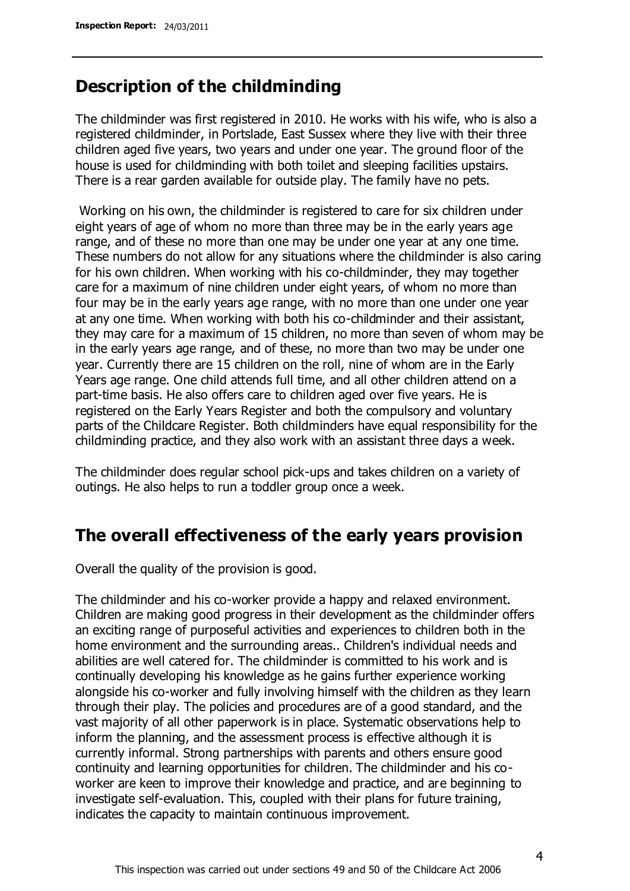## Description of the childminding

The childminder was first registered in 2010. He works with his wife, who is also a registered childminder, in Portslade, East Sussex where they live with their three children aged five years, two years and under one year. The ground floor of the house is used for childminding with both toilet and sleeping facilities upstairs. There is a rear garden available for outside play. The family have no pets.

Working on his own, the childminder is registered to care for six children under eight years of age of whom no more than three may be in the early years age range, and of these no more than one may be under one year at any one time. These numbers do not allow for any situations where the childminder is also caring for his own children. When working with his co-childminder, they may together care for a maximum of nine children under eight years, of whom no more than four may be in the early years age range, with no more than one under one year at any one time. When working with both his co-childminder and their assistant, they may care for a maximum of 15 children, no more than seven of whom may be in the early years age range, and of these, no more than two may be under one year. Currently there are 15 children on the roll, nine of whom are in the Early Years age range. One child attends full time, and all other children attend on a part-time basis. He also offers care to children aged over five years. He is registered on the Early Years Register and both the compulsory and voluntary parts of the Childcare Register. Both childminders have equal responsibility for the childminding practice, and they also work with an assistant three days a week.

The childminder does regular school pick-ups and takes children on a variety of outings. He also helps to run a toddler group once a week.

## The overall effectiveness of the early years provision

Overall the quality of the provision is good.

The childminder and his co-worker provide a happy and relaxed environment. Children are making good progress in their development as the childminder offers an exciting range of purposeful activities and experiences to children both in the home environment and the surrounding areas.. Children's individual needs and abilities are well catered for. The childminder is committed to his work and is continually developing his knowledge as he gains further experience working alongside his co-worker and fully involving himself with the children as they learn through their play. The policies and procedures are of a good standard, and the vast majority of all other paperwork is in place. Systematic observations help to inform the planning, and the assessment process is effective although it is currently informal. Strong partnerships with parents and others ensure good continuity and learning opportunities for children. The childminder and his co-worker are keen to improve their knowledge and practice, and are beginning to investigate self-evaluation. This, coupled with their plans for future training, indicates the capacity to maintain continuous improvement.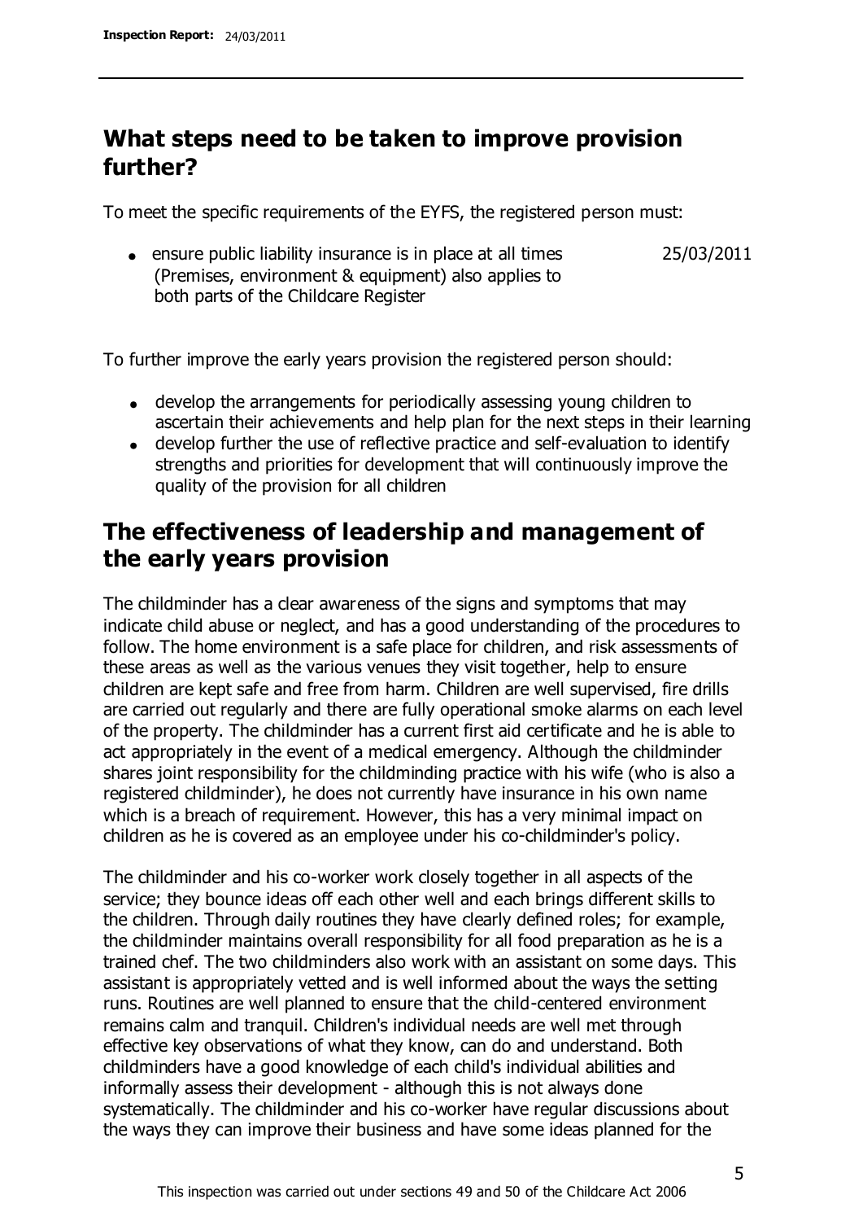## What steps need to be taken to improve provision further?

To meet the specific requirements of the EYFS, the registered person must:

| | |
|---|---|
| • ensure public liability insurance is in place at all times (Premises, environment & equipment) also applies to both parts of the Childcare Register | 25/03/2011 |

To further improve the early years provision the registered person should:

- develop the arrangements for periodically assessing young children to ascertain their achievements and help plan for the next steps in their learning
- develop further the use of reflective practice and self-evaluation to identify strengths and priorities for development that will continuously improve the quality of the provision for all children

## The effectiveness of leadership and management of the early years provision

The childminder has a clear awareness of the signs and symptoms that may indicate child abuse or neglect, and has a good understanding of the procedures to follow. The home environment is a safe place for children, and risk assessments of these areas as well as the various venues they visit together, help to ensure children are kept safe and free from harm. Children are well supervised, fire drills are carried out regularly and there are fully operational smoke alarms on each level of the property. The childminder has a current first aid certificate and he is able to act appropriately in the event of a medical emergency. Although the childminder shares joint responsibility for the childminding practice with his wife (who is also a registered childminder), he does not currently have insurance in his own name which is a breach of requirement. However, this has a very minimal impact on children as he is covered as an employee under his co-childminder's policy.

The childminder and his co-worker work closely together in all aspects of the service; they bounce ideas off each other well and each brings different skills to the children. Through daily routines they have clearly defined roles; for example, the childminder maintains overall responsibility for all food preparation as he is a trained chef. The two childminders also work with an assistant on some days. This assistant is appropriately vetted and is well informed about the ways the setting runs. Routines are well planned to ensure that the child-centered environment remains calm and tranquil. Children's individual needs are well met through effective key observations of what they know, can do and understand. Both childminders have a good knowledge of each child's individual abilities and informally assess their development - although this is not always done systematically. The childminder and his co-worker have regular discussions about the ways they can improve their business and have some ideas planned for the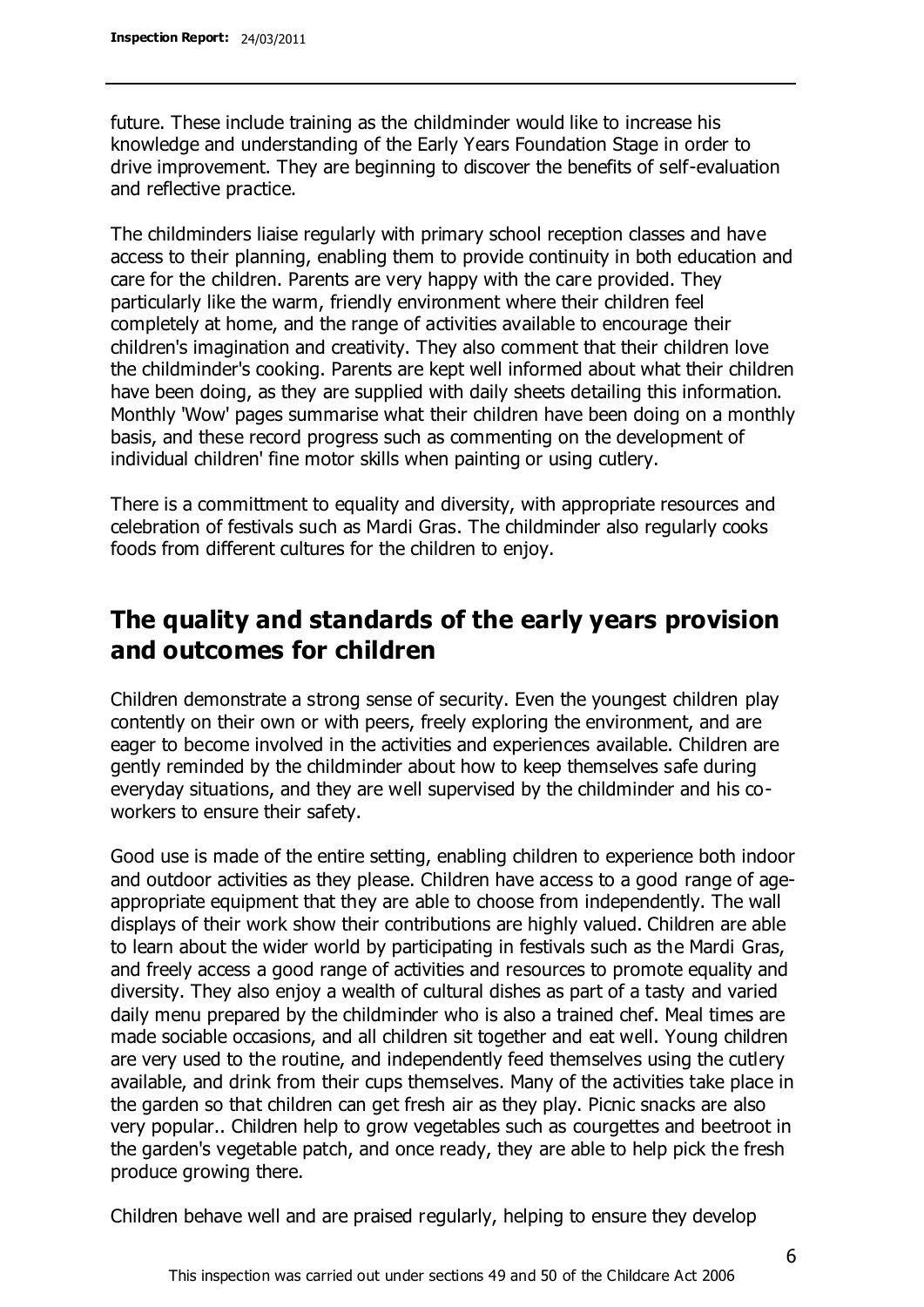future. These include training as the childminder would like to increase his knowledge and understanding of the Early Years Foundation Stage in order to drive improvement. They are beginning to discover the benefits of self-evaluation and reflective practice.

The childminders liaise regularly with primary school reception classes and have access to their planning, enabling them to provide continuity in both education and care for the children. Parents are very happy with the care provided. They particularly like the warm, friendly environment where their children feel completely at home, and the range of activities available to encourage their children's imagination and creativity. They also comment that their children love the childminder's cooking. Parents are kept well informed about what their children have been doing, as they are supplied with daily sheets detailing this information. Monthly 'Wow' pages summarise what their children have been doing on a monthly basis, and these record progress such as commenting on the development of individual children' fine motor skills when painting or using cutlery.

There is a committment to equality and diversity, with appropriate resources and celebration of festivals such as Mardi Gras. The childminder also regularly cooks foods from different cultures for the children to enjoy.

## The quality and standards of the early years provision and outcomes for children

Children demonstrate a strong sense of security. Even the youngest children play contently on their own or with peers, freely exploring the environment, and are eager to become involved in the activities and experiences available. Children are gently reminded by the childminder about how to keep themselves safe during everyday situations, and they are well supervised by the childminder and his co-workers to ensure their safety.

Good use is made of the entire setting, enabling children to experience both indoor and outdoor activities as they please. Children have access to a good range of age-appropriate equipment that they are able to choose from independently. The wall displays of their work show their contributions are highly valued. Children are able to learn about the wider world by participating in festivals such as the Mardi Gras, and freely access a good range of activities and resources to promote equality and diversity. They also enjoy a wealth of cultural dishes as part of a tasty and varied daily menu prepared by the childminder who is also a trained chef. Meal times are made sociable occasions, and all children sit together and eat well. Young children are very used to the routine, and independently feed themselves using the cutlery available, and drink from their cups themselves. Many of the activities take place in the garden so that children can get fresh air as they play. Picnic snacks are also very popular.. Children help to grow vegetables such as courgettes and beetroot in the garden's vegetable patch, and once ready, they are able to help pick the fresh produce growing there.

Children behave well and are praised regularly, helping to ensure they develop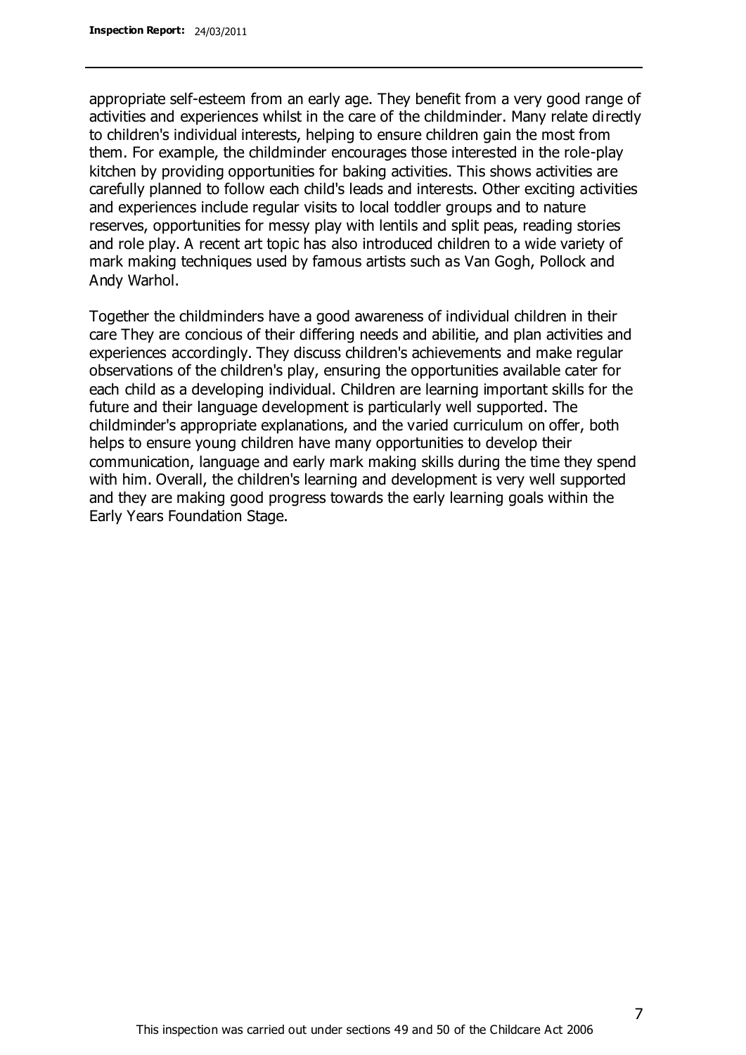appropriate self-esteem from an early age. They benefit from a very good range of activities and experiences whilst in the care of the childminder. Many relate directly to children's individual interests, helping to ensure children gain the most from them. For example, the childminder encourages those interested in the role-play kitchen by providing opportunities for baking activities. This shows activities are carefully planned to follow each child's leads and interests. Other exciting activities and experiences include regular visits to local toddler groups and to nature reserves, opportunities for messy play with lentils and split peas, reading stories and role play. A recent art topic has also introduced children to a wide variety of mark making techniques used by famous artists such as Van Gogh, Pollock and Andy Warhol.

Together the childminders have a good awareness of individual children in their care They are concious of their differing needs and abilitie, and plan activities and experiences accordingly. They discuss children's achievements and make regular observations of the children's play, ensuring the opportunities available cater for each child as a developing individual. Children are learning important skills for the future and their language development is particularly well supported. The childminder's appropriate explanations, and the varied curriculum on offer, both helps to ensure young children have many opportunities to develop their communication, language and early mark making skills during the time they spend with him. Overall, the children's learning and development is very well supported and they are making good progress towards the early learning goals within the Early Years Foundation Stage.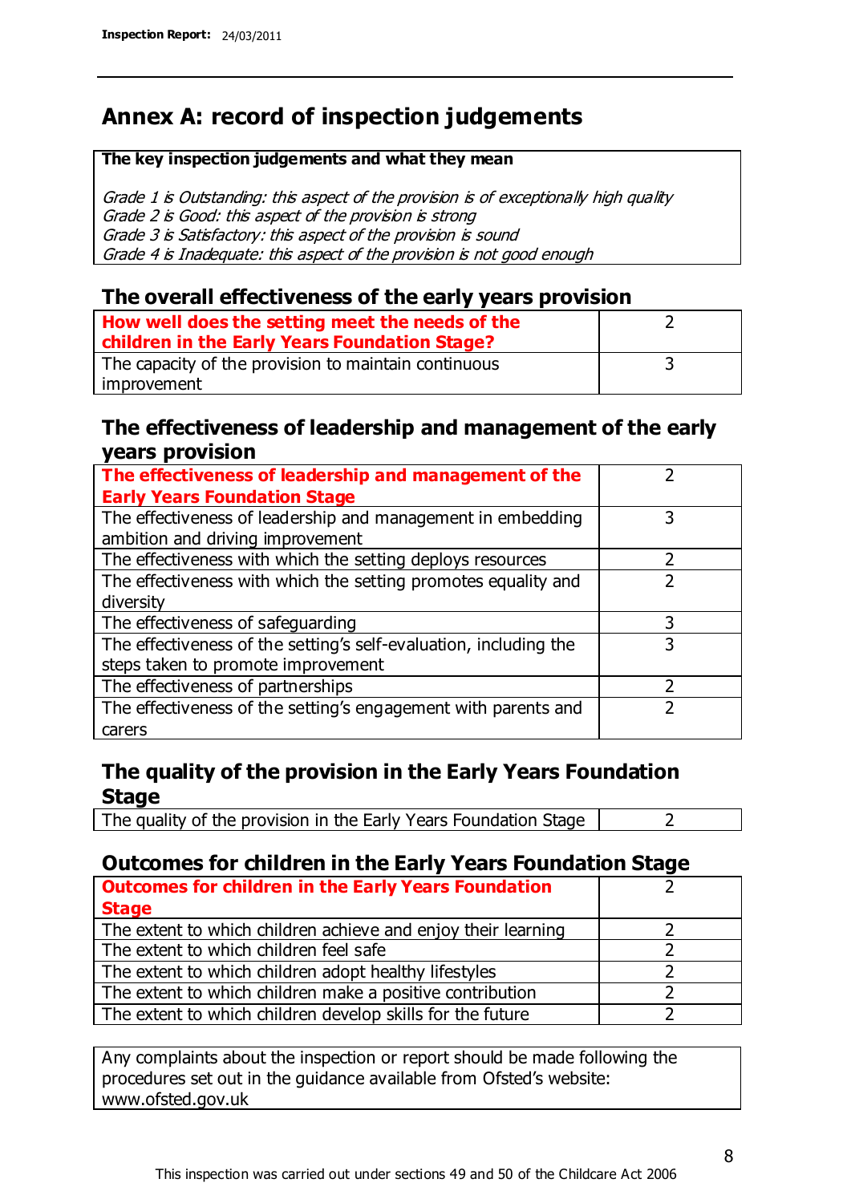# Annex A: record of inspection judgements

| **The key inspection judgements and what they mean** |
|---|
| *Grade 1 is Outstanding: this aspect of the provision is of exceptionally high quality*<br>*Grade 2 is Good: this aspect of the provision is strong*<br>*Grade 3 is Satisfactory: this aspect of the provision is sound*<br>*Grade 4 is Inadequate: this aspect of the provision is not good enough* |

## The overall effectiveness of the early years provision

| | |
|---|---|
| **How well does the setting meet the needs of the children in the Early Years Foundation Stage?** | 2 |
| The capacity of the provision to maintain continuous improvement | 3 |

## The effectiveness of leadership and management of the early years provision

| | |
|---|---|
| **The effectiveness of leadership and management of the Early Years Foundation Stage** | 2 |
| The effectiveness of leadership and management in embedding ambition and driving improvement | 3 |
| The effectiveness with which the setting deploys resources | 2 |
| The effectiveness with which the setting promotes equality and diversity | 2 |
| The effectiveness of safeguarding | 3 |
| The effectiveness of the setting's self-evaluation, including the steps taken to promote improvement | 3 |
| The effectiveness of partnerships | 2 |
| The effectiveness of the setting's engagement with parents and carers | 2 |

## The quality of the provision in the Early Years Foundation Stage

| | |
|---|---|
| The quality of the provision in the Early Years Foundation Stage | 2 |

## Outcomes for children in the Early Years Foundation Stage

| | |
|---|---|
| **Outcomes for children in the Early Years Foundation Stage** | 2 |
| The extent to which children achieve and enjoy their learning | 2 |
| The extent to which children feel safe | 2 |
| The extent to which children adopt healthy lifestyles | 2 |
| The extent to which children make a positive contribution | 2 |
| The extent to which children develop skills for the future | 2 |

Any complaints about the inspection or report should be made following the procedures set out in the guidance available from Ofsted's website: www.ofsted.gov.uk

This inspection was carried out under sections 49 and 50 of the Childcare Act 2006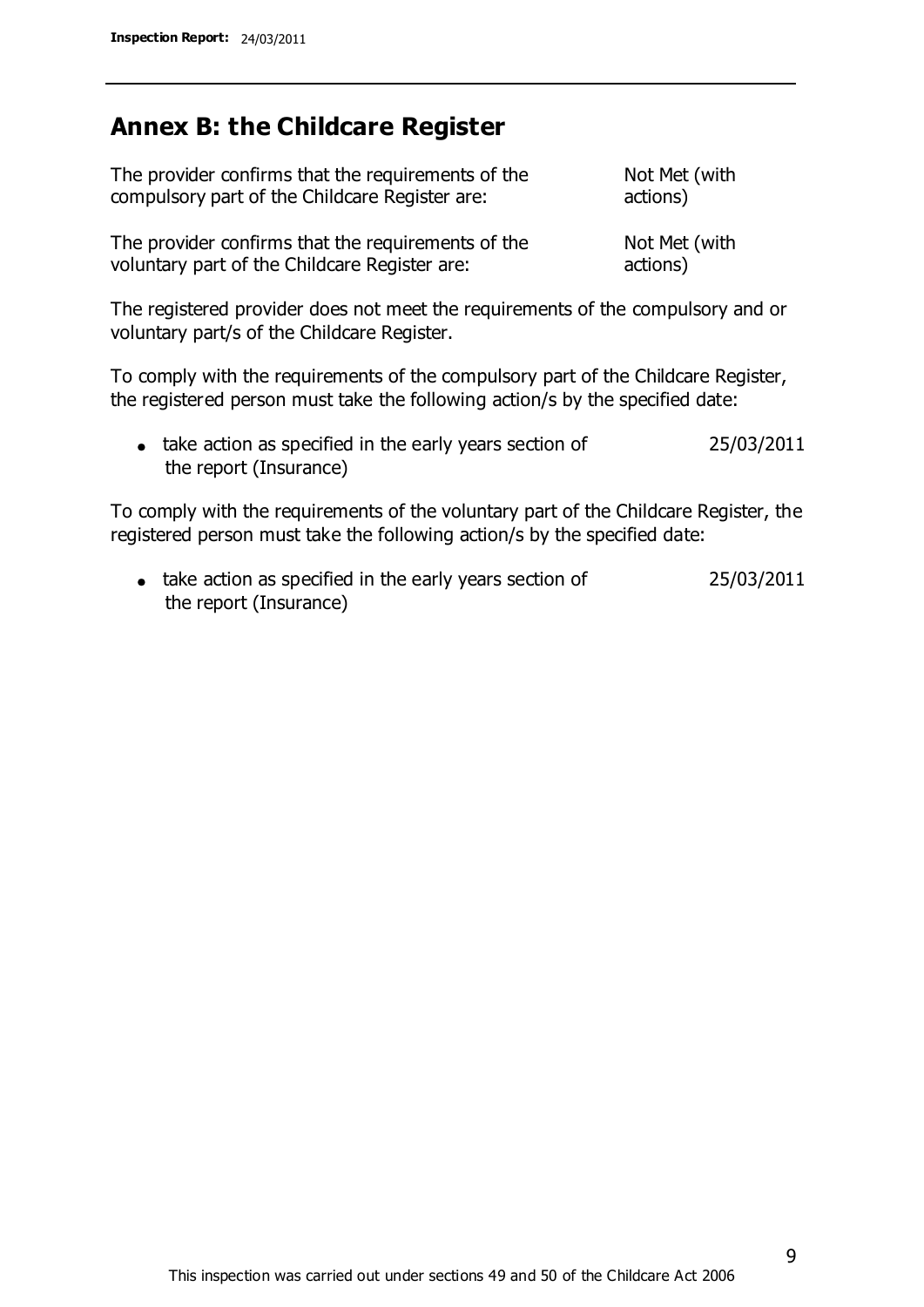## Annex B: the Childcare Register

| | |
|---|---|
| The provider confirms that the requirements of the compulsory part of the Childcare Register are: | Not Met (with actions) |
| The provider confirms that the requirements of the voluntary part of the Childcare Register are: | Not Met (with actions) |

The registered provider does not meet the requirements of the compulsory and or voluntary part/s of the Childcare Register.

To comply with the requirements of the compulsory part of the Childcare Register, the registered person must take the following action/s by the specified date:

- take action as specified in the early years section of the report (Insurance) — 25/03/2011

To comply with the requirements of the voluntary part of the Childcare Register, the registered person must take the following action/s by the specified date:

- take action as specified in the early years section of the report (Insurance) — 25/03/2011

This inspection was carried out under sections 49 and 50 of the Childcare Act 2006